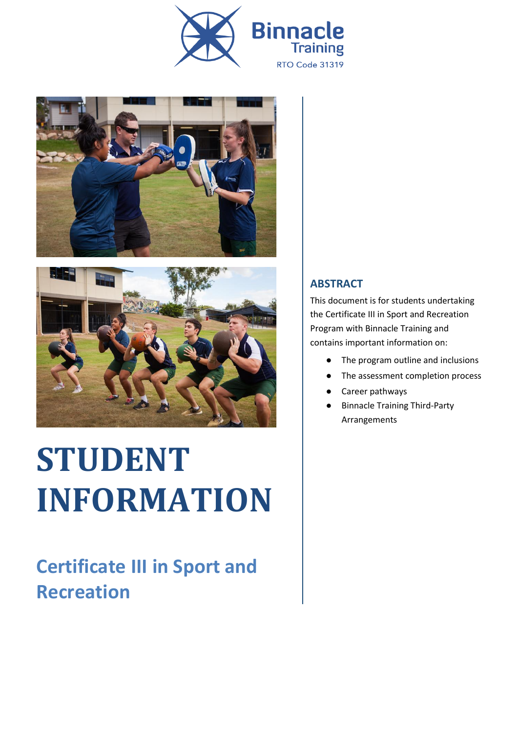Binnacle Training

RTO Code 31319

# STUDENT INFORMATION

## Certificate III in Sport and Recreation

### ABSTRACT

This document is for students undertaking the Certificate III in Sport and Recreation Program with Binnacle Training and contains important information on:

- The program outline and inclusions
- The assessment completion process
- Career pathways
- Binnacle Training Third-Party Arrangements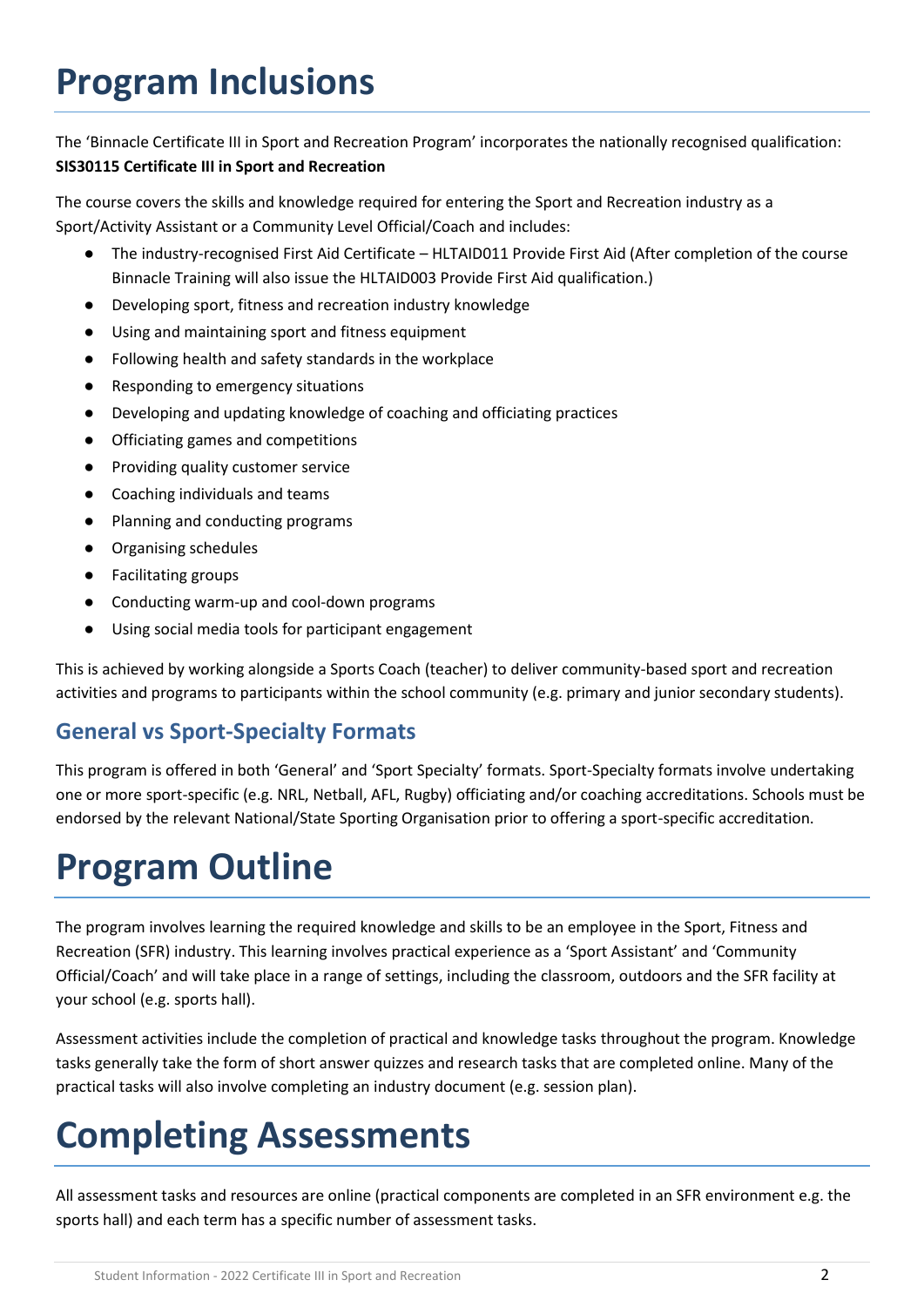# Program Inclusions

The 'Binnacle Certificate III in Sport and Recreation Program' incorporates the nationally recognised qualification:
**SIS30115 Certificate III in Sport and Recreation**

The course covers the skills and knowledge required for entering the Sport and Recreation industry as a Sport/Activity Assistant or a Community Level Official/Coach and includes:

- The industry-recognised First Aid Certificate – HLTAID011 Provide First Aid (After completion of the course Binnacle Training will also issue the HLTAID003 Provide First Aid qualification.)
- Developing sport, fitness and recreation industry knowledge
- Using and maintaining sport and fitness equipment
- Following health and safety standards in the workplace
- Responding to emergency situations
- Developing and updating knowledge of coaching and officiating practices
- Officiating games and competitions
- Providing quality customer service
- Coaching individuals and teams
- Planning and conducting programs
- Organising schedules
- Facilitating groups
- Conducting warm-up and cool-down programs
- Using social media tools for participant engagement

This is achieved by working alongside a Sports Coach (teacher) to deliver community-based sport and recreation activities and programs to participants within the school community (e.g. primary and junior secondary students).

## General vs Sport-Specialty Formats

This program is offered in both 'General' and 'Sport Specialty' formats. Sport-Specialty formats involve undertaking one or more sport-specific (e.g. NRL, Netball, AFL, Rugby) officiating and/or coaching accreditations. Schools must be endorsed by the relevant National/State Sporting Organisation prior to offering a sport-specific accreditation.

# Program Outline

The program involves learning the required knowledge and skills to be an employee in the Sport, Fitness and Recreation (SFR) industry. This learning involves practical experience as a 'Sport Assistant' and 'Community Official/Coach' and will take place in a range of settings, including the classroom, outdoors and the SFR facility at your school (e.g. sports hall).

Assessment activities include the completion of practical and knowledge tasks throughout the program. Knowledge tasks generally take the form of short answer quizzes and research tasks that are completed online. Many of the practical tasks will also involve completing an industry document (e.g. session plan).

# Completing Assessments

All assessment tasks and resources are online (practical components are completed in an SFR environment e.g. the sports hall) and each term has a specific number of assessment tasks.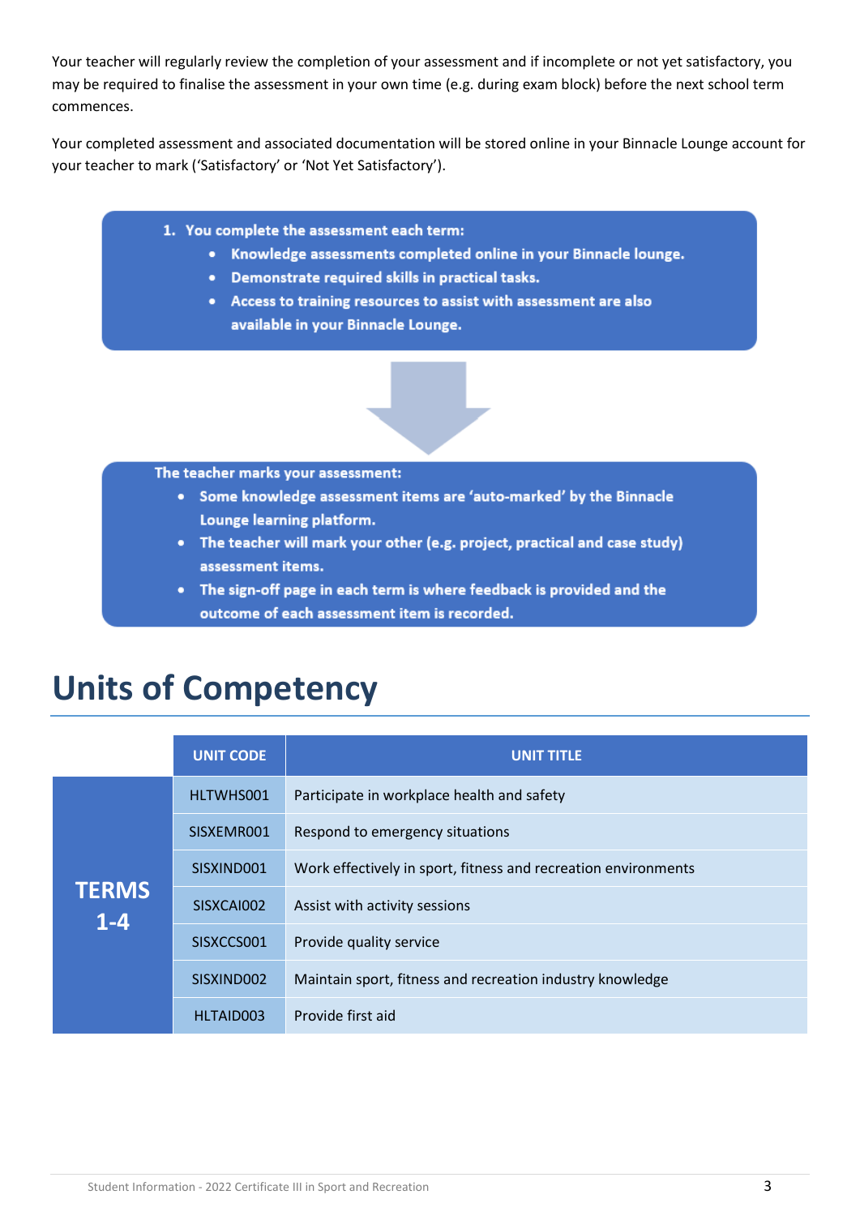Your teacher will regularly review the completion of your assessment and if incomplete or not yet satisfactory, you may be required to finalise the assessment in your own time (e.g. during exam block) before the next school term commences.

Your completed assessment and associated documentation will be stored online in your Binnacle Lounge account for your teacher to mark ('Satisfactory' or 'Not Yet Satisfactory').

1. **You complete the assessment each term:**
   - **Knowledge assessments completed online in your Binnacle lounge.**
   - **Demonstrate required skills in practical tasks.**
   - **Access to training resources to assist with assessment are also available in your Binnacle Lounge.**

**The teacher marks your assessment:**

- **Some knowledge assessment items are 'auto-marked' by the Binnacle Lounge learning platform.**
- **The teacher will mark your other (e.g. project, practical and case study) assessment items.**
- **The sign-off page in each term is where feedback is provided and the outcome of each assessment item is recorded.**

# Units of Competency

| | UNIT CODE | UNIT TITLE |
|---|---|---|
| **TERMS 1-4** | HLTWHS001 | Participate in workplace health and safety |
| | SISXEMR001 | Respond to emergency situations |
| | SISXIND001 | Work effectively in sport, fitness and recreation environments |
| | SISXCAI002 | Assist with activity sessions |
| | SISXCCS001 | Provide quality service |
| | SISXIND002 | Maintain sport, fitness and recreation industry knowledge |
| | HLTAID003 | Provide first aid |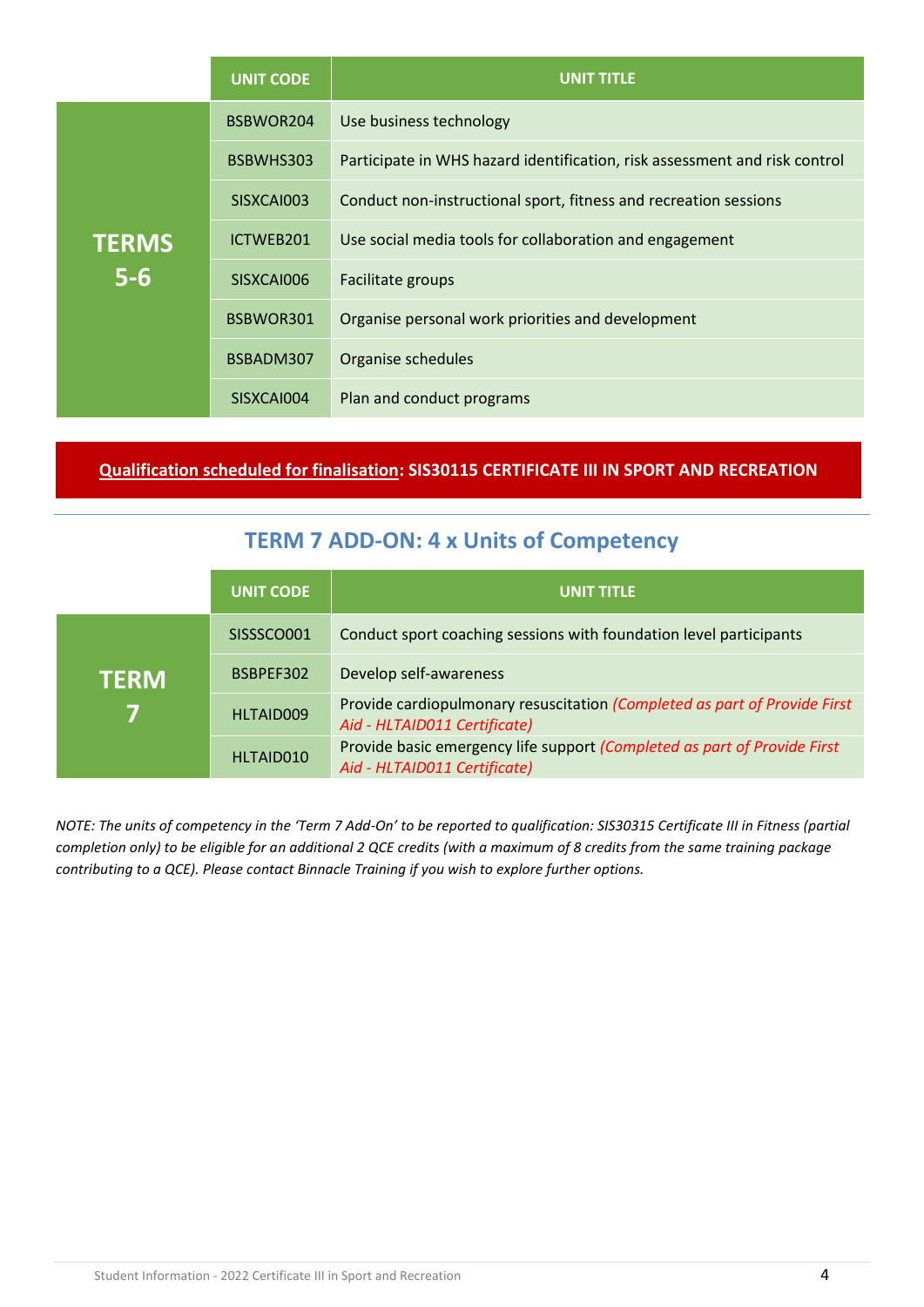| | UNIT CODE | UNIT TITLE |
|---|---|---|
| **TERMS 5-6** | BSBWOR204 | Use business technology |
| | BSBWHS303 | Participate in WHS hazard identification, risk assessment and risk control |
| | SISXCAI003 | Conduct non-instructional sport, fitness and recreation sessions |
| | ICTWEB201 | Use social media tools for collaboration and engagement |
| | SISXCAI006 | Facilitate groups |
| | BSBWOR301 | Organise personal work priorities and development |
| | BSBADM307 | Organise schedules |
| | SISXCAI004 | Plan and conduct programs |

**Qualification scheduled for finalisation: SIS30115 CERTIFICATE III IN SPORT AND RECREATION**

## TERM 7 ADD-ON: 4 x Units of Competency

| | UNIT CODE | UNIT TITLE |
|---|---|---|
| **TERM 7** | SISSSCO001 | Conduct sport coaching sessions with foundation level participants |
| | BSBPEF302 | Develop self-awareness |
| | HLTAID009 | Provide cardiopulmonary resuscitation *(Completed as part of Provide First Aid - HLTAID011 Certificate)* |
| | HLTAID010 | Provide basic emergency life support *(Completed as part of Provide First Aid - HLTAID011 Certificate)* |

*NOTE: The units of competency in the 'Term 7 Add-On' to be reported to qualification: SIS30315 Certificate III in Fitness (partial completion only) to be eligible for an additional 2 QCE credits (with a maximum of 8 credits from the same training package contributing to a QCE). Please contact Binnacle Training if you wish to explore further options.*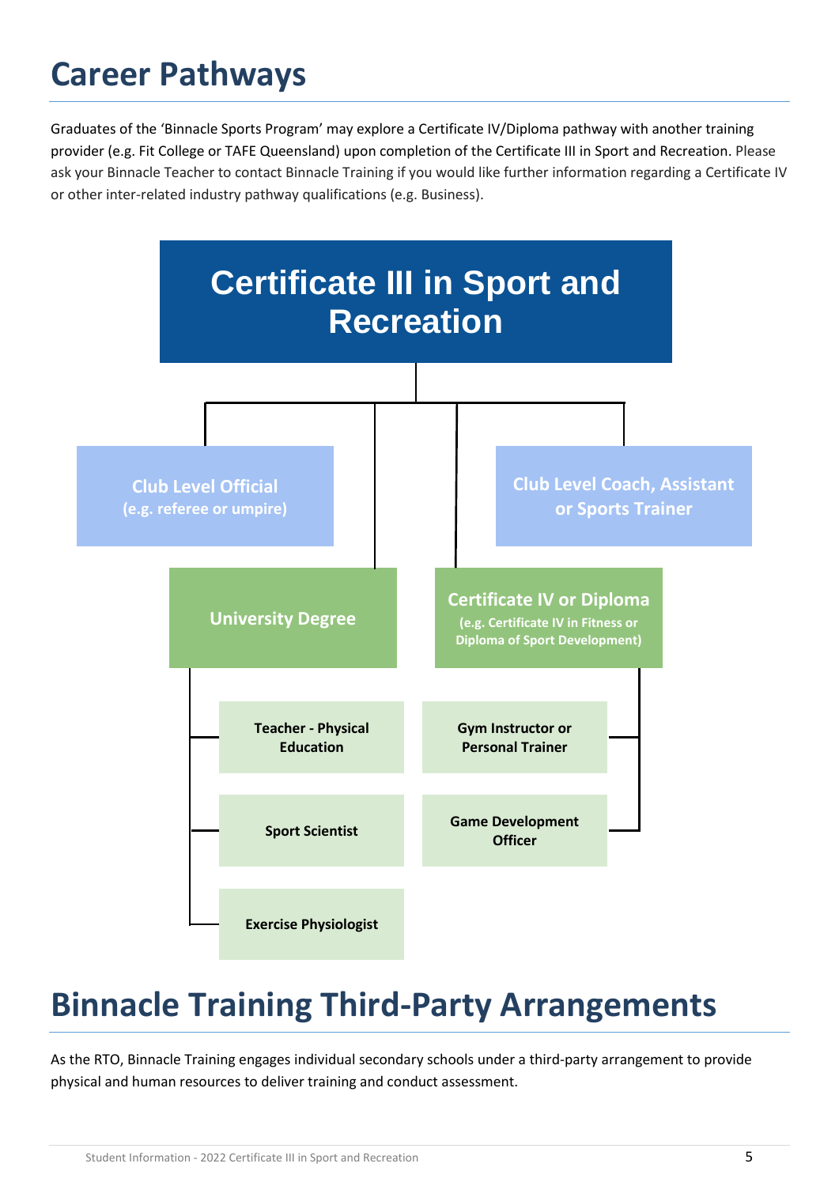# Career Pathways

Graduates of the 'Binnacle Sports Program' may explore a Certificate IV/Diploma pathway with another training provider (e.g. Fit College or TAFE Queensland) upon completion of the Certificate III in Sport and Recreation. Please ask your Binnacle Teacher to contact Binnacle Training if you would like further information regarding a Certificate IV or other inter-related industry pathway qualifications (e.g. Business).

**Certificate III in Sport and Recreation**

- **Club Level Official** (e.g. referee or umpire)
- **Club Level Coach, Assistant or Sports Trainer**
- **University Degree**
  - Teacher - Physical Education
  - Sport Scientist
  - Exercise Physiologist
- **Certificate IV or Diploma** (e.g. Certificate IV in Fitness or Diploma of Sport Development)
  - Gym Instructor or Personal Trainer
  - Game Development Officer

# Binnacle Training Third-Party Arrangements

As the RTO, Binnacle Training engages individual secondary schools under a third-party arrangement to provide physical and human resources to deliver training and conduct assessment.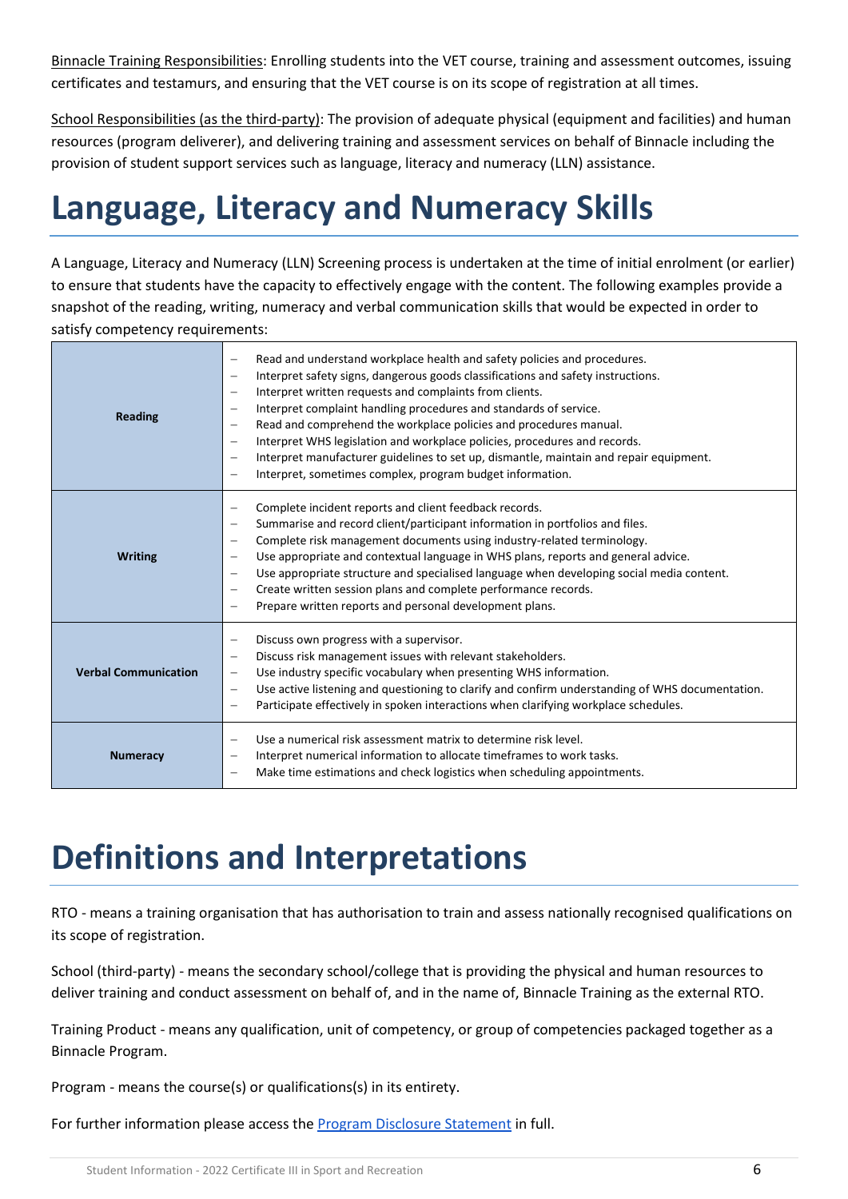Binnacle Training Responsibilities: Enrolling students into the VET course, training and assessment outcomes, issuing certificates and testamurs, and ensuring that the VET course is on its scope of registration at all times.

School Responsibilities (as the third-party): The provision of adequate physical (equipment and facilities) and human resources (program deliverer), and delivering training and assessment services on behalf of Binnacle including the provision of student support services such as language, literacy and numeracy (LLN) assistance.

# Language, Literacy and Numeracy Skills

A Language, Literacy and Numeracy (LLN) Screening process is undertaken at the time of initial enrolment (or earlier) to ensure that students have the capacity to effectively engage with the content. The following examples provide a snapshot of the reading, writing, numeracy and verbal communication skills that would be expected in order to satisfy competency requirements:

| | |
|---|---|
| **Reading** | – Read and understand workplace health and safety policies and procedures.<br>– Interpret safety signs, dangerous goods classifications and safety instructions.<br>– Interpret written requests and complaints from clients.<br>– Interpret complaint handling procedures and standards of service.<br>– Read and comprehend the workplace policies and procedures manual.<br>– Interpret WHS legislation and workplace policies, procedures and records.<br>– Interpret manufacturer guidelines to set up, dismantle, maintain and repair equipment.<br>– Interpret, sometimes complex, program budget information. |
| **Writing** | – Complete incident reports and client feedback records.<br>– Summarise and record client/participant information in portfolios and files.<br>– Complete risk management documents using industry-related terminology.<br>– Use appropriate and contextual language in WHS plans, reports and general advice.<br>– Use appropriate structure and specialised language when developing social media content.<br>– Create written session plans and complete performance records.<br>– Prepare written reports and personal development plans. |
| **Verbal Communication** | – Discuss own progress with a supervisor.<br>– Discuss risk management issues with relevant stakeholders.<br>– Use industry specific vocabulary when presenting WHS information.<br>– Use active listening and questioning to clarify and confirm understanding of WHS documentation.<br>– Participate effectively in spoken interactions when clarifying workplace schedules. |
| **Numeracy** | – Use a numerical risk assessment matrix to determine risk level.<br>– Interpret numerical information to allocate timeframes to work tasks.<br>– Make time estimations and check logistics when scheduling appointments. |

# Definitions and Interpretations

RTO - means a training organisation that has authorisation to train and assess nationally recognised qualifications on its scope of registration.

School (third-party) - means the secondary school/college that is providing the physical and human resources to deliver training and conduct assessment on behalf of, and in the name of, Binnacle Training as the external RTO.

Training Product - means any qualification, unit of competency, or group of competencies packaged together as a Binnacle Program.

Program - means the course(s) or qualifications(s) in its entirety.

For further information please access the Program Disclosure Statement in full.